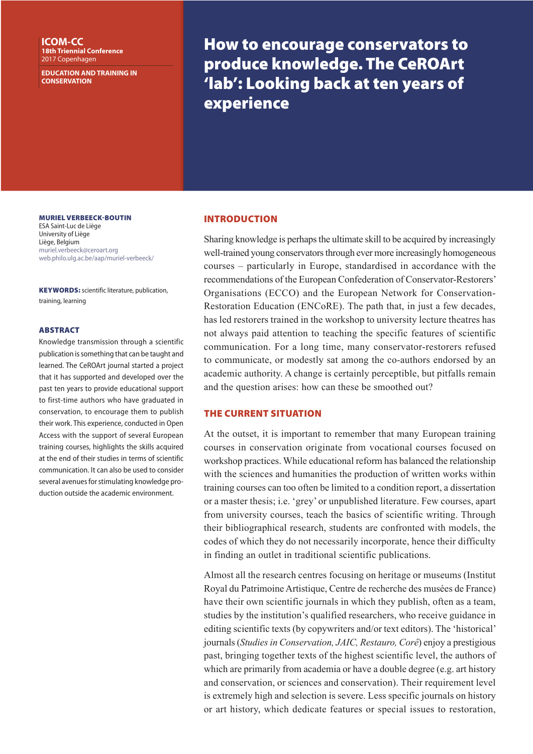ICOM-CC
18th Triennial Conference
2017 Copenhagen

EDUCATION AND TRAINING IN CONSERVATION

# How to encourage conservators to produce knowledge. The CeROArt 'lab': Looking back at ten years of experience

**MURIEL VERBEECK-BOUTIN**
ESA Saint-Luc de Liège
University of Liège
Liège, Belgium
muriel.verbeeck@ceroart.org
web.philo.ulg.ac.be/aap/muriel-verbeeck/

**KEYWORDS:** scientific literature, publication, training, learning

## ABSTRACT

Knowledge transmission through a scientific publication is something that can be taught and learned. The CeROArt journal started a project that it has supported and developed over the past ten years to provide educational support to first-time authors who have graduated in conservation, to encourage them to publish their work. This experience, conducted in Open Access with the support of several European training courses, highlights the skills acquired at the end of their studies in terms of scientific communication. It can also be used to consider several avenues for stimulating knowledge production outside the academic environment.

## INTRODUCTION

Sharing knowledge is perhaps the ultimate skill to be acquired by increasingly well-trained young conservators through ever more increasingly homogeneous courses – particularly in Europe, standardised in accordance with the recommendations of the European Confederation of Conservator-Restorers' Organisations (ECCO) and the European Network for Conservation-Restoration Education (ENCoRE). The path that, in just a few decades, has led restorers trained in the workshop to university lecture theatres has not always paid attention to teaching the specific features of scientific communication. For a long time, many conservator-restorers refused to communicate, or modestly sat among the co-authors endorsed by an academic authority. A change is certainly perceptible, but pitfalls remain and the question arises: how can these be smoothed out?

## THE CURRENT SITUATION

At the outset, it is important to remember that many European training courses in conservation originate from vocational courses focused on workshop practices. While educational reform has balanced the relationship with the sciences and humanities the production of written works within training courses can too often be limited to a condition report, a dissertation or a master thesis; i.e. 'grey' or unpublished literature. Few courses, apart from university courses, teach the basics of scientific writing. Through their bibliographical research, students are confronted with models, the codes of which they do not necessarily incorporate, hence their difficulty in finding an outlet in traditional scientific publications.

Almost all the research centres focusing on heritage or museums (Institut Royal du Patrimoine Artistique, Centre de recherche des musées de France) have their own scientific journals in which they publish, often as a team, studies by the institution's qualified researchers, who receive guidance in editing scientific texts (by copywriters and/or text editors). The 'historical' journals (*Studies in Conservation, JAIC, Restauro, Corê*) enjoy a prestigious past, bringing together texts of the highest scientific level, the authors of which are primarily from academia or have a double degree (e.g. art history and conservation, or sciences and conservation). Their requirement level is extremely high and selection is severe. Less specific journals on history or art history, which dedicate features or special issues to restoration,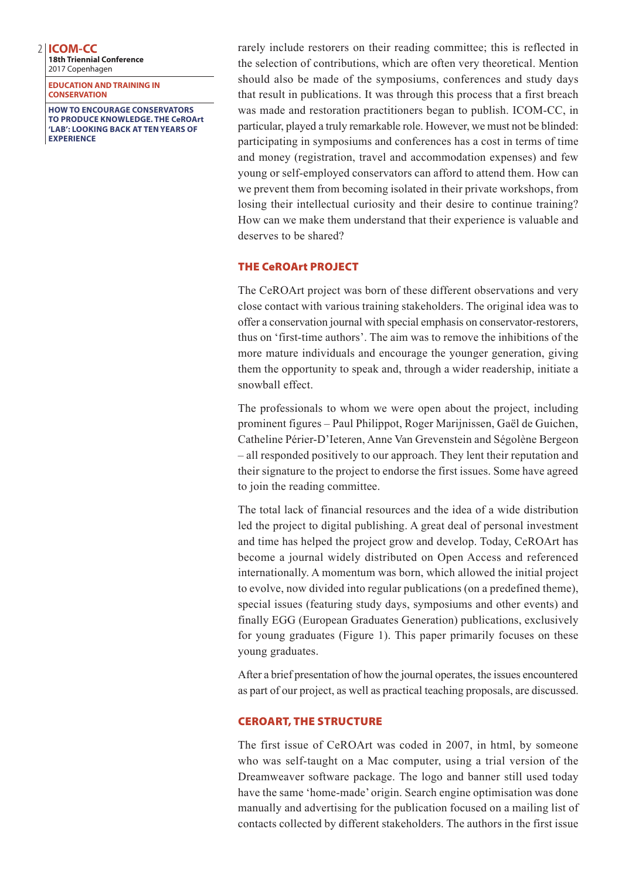rarely include restorers on their reading committee; this is reflected in the selection of contributions, which are often very theoretical. Mention should also be made of the symposiums, conferences and study days that result in publications. It was through this process that a first breach was made and restoration practitioners began to publish. ICOM-CC, in particular, played a truly remarkable role. However, we must not be blinded: participating in symposiums and conferences has a cost in terms of time and money (registration, travel and accommodation expenses) and few young or self-employed conservators can afford to attend them. How can we prevent them from becoming isolated in their private workshops, from losing their intellectual curiosity and their desire to continue training? How can we make them understand that their experience is valuable and deserves to be shared?

## THE CeROArt PROJECT

The CeROArt project was born of these different observations and very close contact with various training stakeholders. The original idea was to offer a conservation journal with special emphasis on conservator-restorers, thus on 'first-time authors'. The aim was to remove the inhibitions of the more mature individuals and encourage the younger generation, giving them the opportunity to speak and, through a wider readership, initiate a snowball effect.

The professionals to whom we were open about the project, including prominent figures – Paul Philippot, Roger Marijnissen, Gaël de Guichen, Catheline Périer-D'Ieteren, Anne Van Grevenstein and Ségolène Bergeon – all responded positively to our approach. They lent their reputation and their signature to the project to endorse the first issues. Some have agreed to join the reading committee.

The total lack of financial resources and the idea of a wide distribution led the project to digital publishing. A great deal of personal investment and time has helped the project grow and develop. Today, CeROArt has become a journal widely distributed on Open Access and referenced internationally. A momentum was born, which allowed the initial project to evolve, now divided into regular publications (on a predefined theme), special issues (featuring study days, symposiums and other events) and finally EGG (European Graduates Generation) publications, exclusively for young graduates (Figure 1). This paper primarily focuses on these young graduates.

After a brief presentation of how the journal operates, the issues encountered as part of our project, as well as practical teaching proposals, are discussed.

## CEROART, THE STRUCTURE

The first issue of CeROArt was coded in 2007, in html, by someone who was self-taught on a Mac computer, using a trial version of the Dreamweaver software package. The logo and banner still used today have the same 'home-made' origin. Search engine optimisation was done manually and advertising for the publication focused on a mailing list of contacts collected by different stakeholders. The authors in the first issue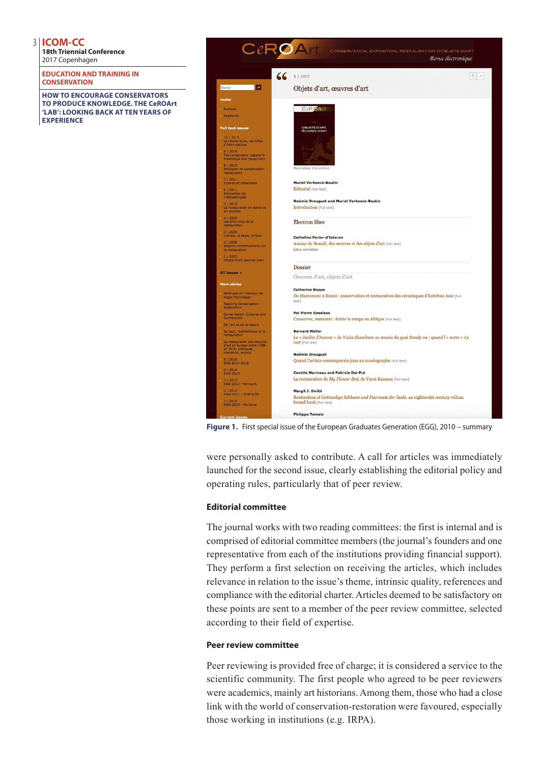Figure 1. First special issue of the European Graduates Generation (EGG), 2010 – summary

were personally asked to contribute. A call for articles was immediately launched for the second issue, clearly establishing the editorial policy and operating rules, particularly that of peer review.

### Editorial committee

The journal works with two reading committees: the first is internal and is comprised of editorial committee members (the journal's founders and one representative from each of the institutions providing financial support). They perform a first selection on receiving the articles, which includes relevance in relation to the issue's theme, intrinsic quality, references and compliance with the editorial charter. Articles deemed to be satisfactory on these points are sent to a member of the peer review committee, selected according to their field of expertise.

### Peer review committee

Peer reviewing is provided free of charge; it is considered a service to the scientific community. The first people who agreed to be peer reviewers were academics, mainly art historians. Among them, those who had a close link with the world of conservation-restoration were favoured, especially those working in institutions (e.g. IRPA).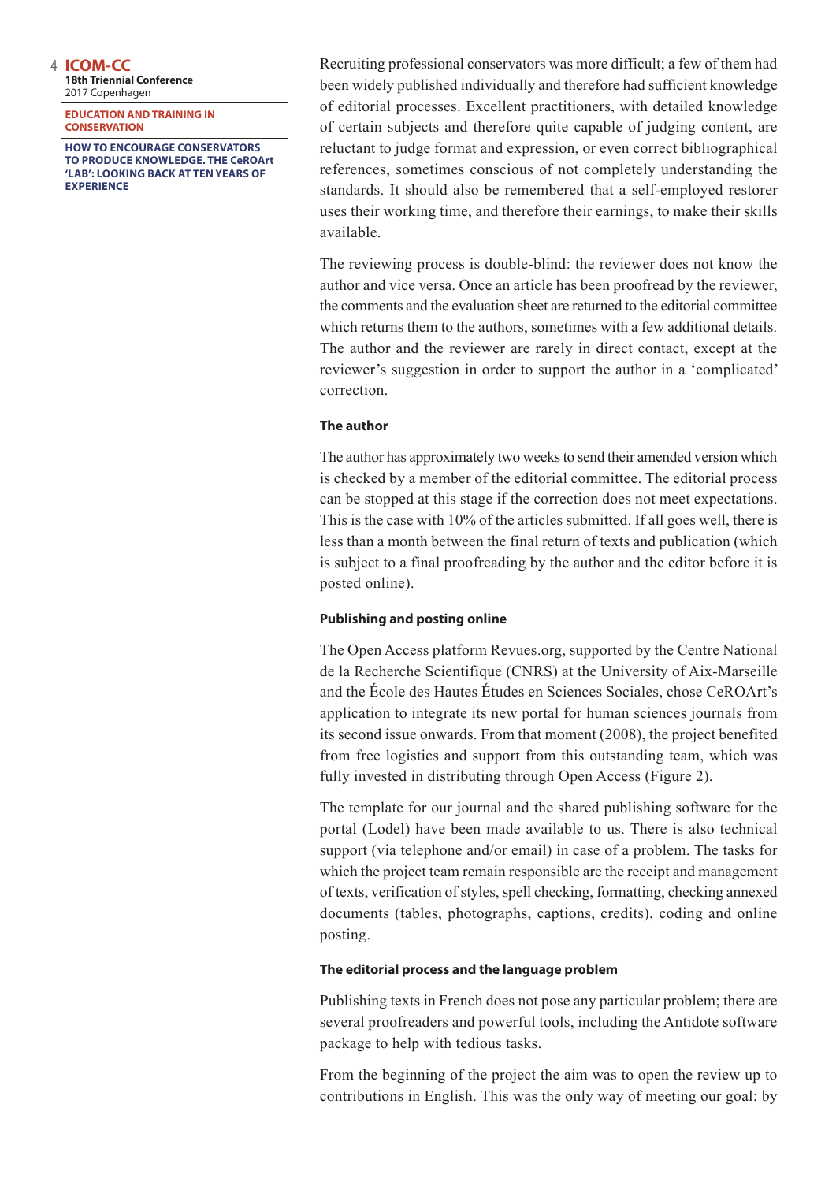Recruiting professional conservators was more difficult; a few of them had been widely published individually and therefore had sufficient knowledge of editorial processes. Excellent practitioners, with detailed knowledge of certain subjects and therefore quite capable of judging content, are reluctant to judge format and expression, or even correct bibliographical references, sometimes conscious of not completely understanding the standards. It should also be remembered that a self-employed restorer uses their working time, and therefore their earnings, to make their skills available.

The reviewing process is double-blind: the reviewer does not know the author and vice versa. Once an article has been proofread by the reviewer, the comments and the evaluation sheet are returned to the editorial committee which returns them to the authors, sometimes with a few additional details. The author and the reviewer are rarely in direct contact, except at the reviewer's suggestion in order to support the author in a 'complicated' correction.

### The author

The author has approximately two weeks to send their amended version which is checked by a member of the editorial committee. The editorial process can be stopped at this stage if the correction does not meet expectations. This is the case with 10% of the articles submitted. If all goes well, there is less than a month between the final return of texts and publication (which is subject to a final proofreading by the author and the editor before it is posted online).

### Publishing and posting online

The Open Access platform Revues.org, supported by the Centre National de la Recherche Scientifique (CNRS) at the University of Aix-Marseille and the École des Hautes Études en Sciences Sociales, chose CeROArt's application to integrate its new portal for human sciences journals from its second issue onwards. From that moment (2008), the project benefited from free logistics and support from this outstanding team, which was fully invested in distributing through Open Access (Figure 2).

The template for our journal and the shared publishing software for the portal (Lodel) have been made available to us. There is also technical support (via telephone and/or email) in case of a problem. The tasks for which the project team remain responsible are the receipt and management of texts, verification of styles, spell checking, formatting, checking annexed documents (tables, photographs, captions, credits), coding and online posting.

### The editorial process and the language problem

Publishing texts in French does not pose any particular problem; there are several proofreaders and powerful tools, including the Antidote software package to help with tedious tasks.

From the beginning of the project the aim was to open the review up to contributions in English. This was the only way of meeting our goal: by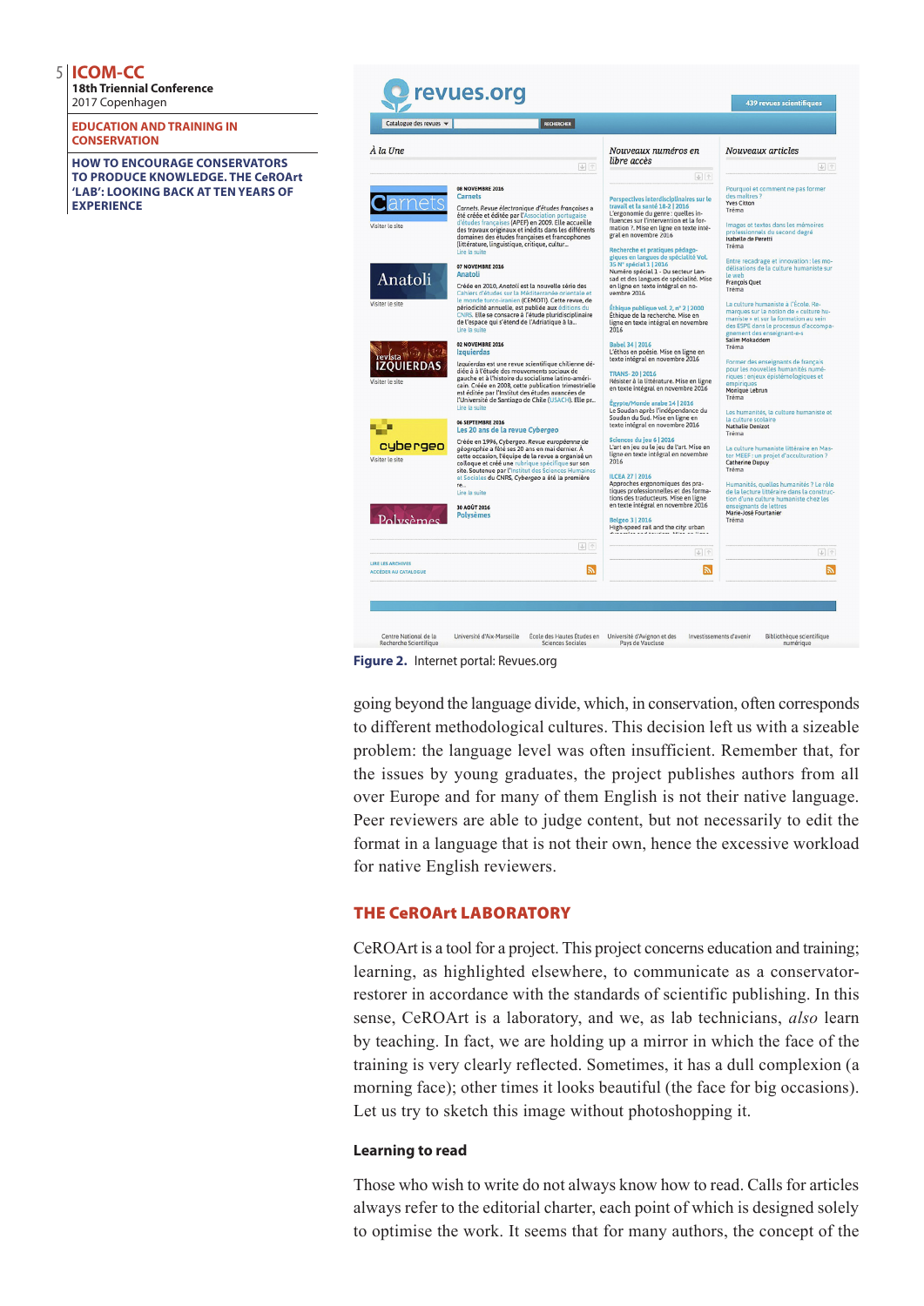Figure 2. Internet portal: Revues.org

going beyond the language divide, which, in conservation, often corresponds to different methodological cultures. This decision left us with a sizeable problem: the language level was often insufficient. Remember that, for the issues by young graduates, the project publishes authors from all over Europe and for many of them English is not their native language. Peer reviewers are able to judge content, but not necessarily to edit the format in a language that is not their own, hence the excessive workload for native English reviewers.

## THE CeROArt LABORATORY

CeROArt is a tool for a project. This project concerns education and training; learning, as highlighted elsewhere, to communicate as a conservator-restorer in accordance with the standards of scientific publishing. In this sense, CeROArt is a laboratory, and we, as lab technicians, *also* learn by teaching. In fact, we are holding up a mirror in which the face of the training is very clearly reflected. Sometimes, it has a dull complexion (a morning face); other times it looks beautiful (the face for big occasions). Let us try to sketch this image without photoshopping it.

### Learning to read

Those who wish to write do not always know how to read. Calls for articles always refer to the editorial charter, each point of which is designed solely to optimise the work. It seems that for many authors, the concept of the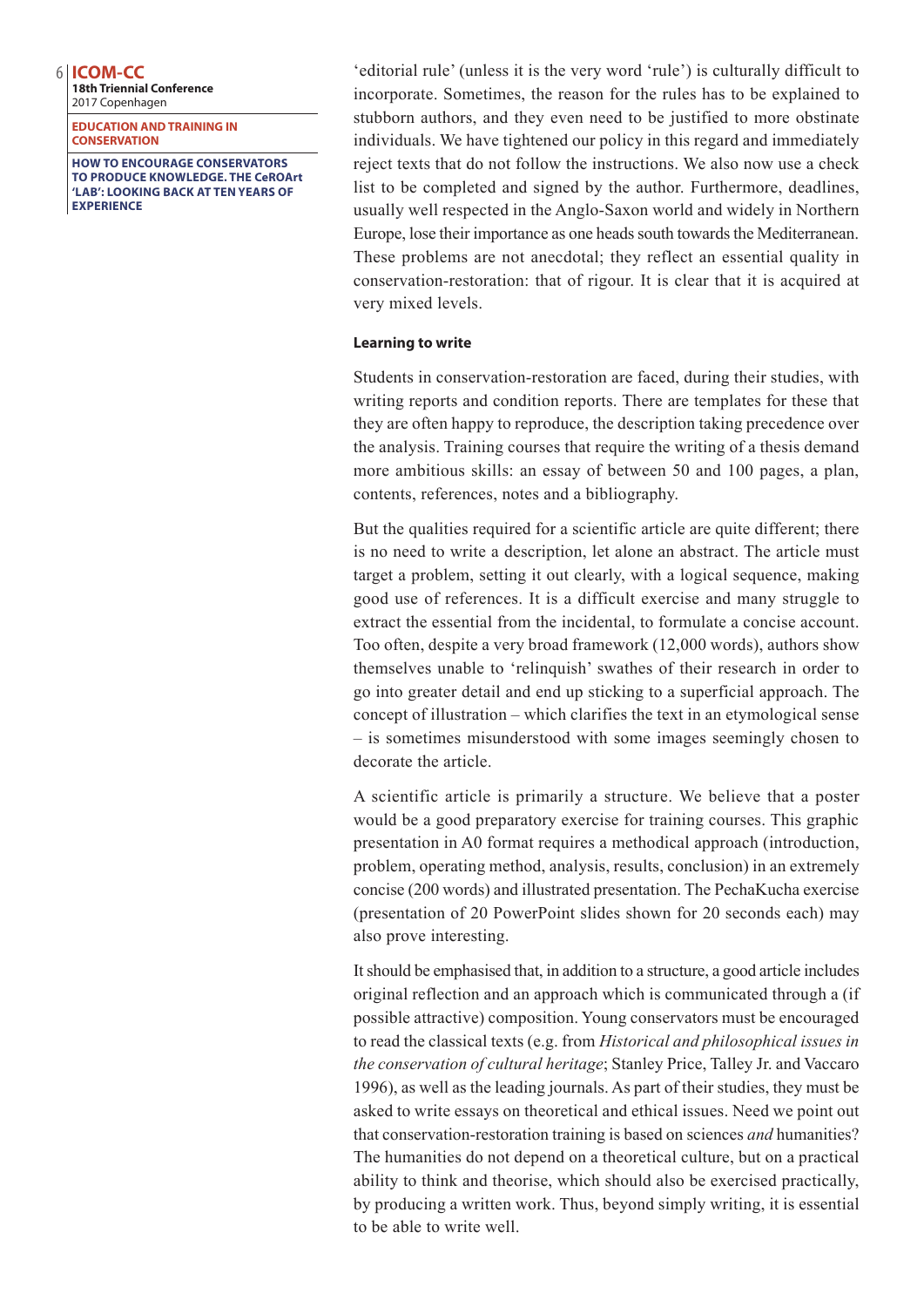'editorial rule' (unless it is the very word 'rule') is culturally difficult to incorporate. Sometimes, the reason for the rules has to be explained to stubborn authors, and they even need to be justified to more obstinate individuals. We have tightened our policy in this regard and immediately reject texts that do not follow the instructions. We also now use a check list to be completed and signed by the author. Furthermore, deadlines, usually well respected in the Anglo-Saxon world and widely in Northern Europe, lose their importance as one heads south towards the Mediterranean. These problems are not anecdotal; they reflect an essential quality in conservation-restoration: that of rigour. It is clear that it is acquired at very mixed levels.

**Learning to write**

Students in conservation-restoration are faced, during their studies, with writing reports and condition reports. There are templates for these that they are often happy to reproduce, the description taking precedence over the analysis. Training courses that require the writing of a thesis demand more ambitious skills: an essay of between 50 and 100 pages, a plan, contents, references, notes and a bibliography.

But the qualities required for a scientific article are quite different; there is no need to write a description, let alone an abstract. The article must target a problem, setting it out clearly, with a logical sequence, making good use of references. It is a difficult exercise and many struggle to extract the essential from the incidental, to formulate a concise account. Too often, despite a very broad framework (12,000 words), authors show themselves unable to 'relinquish' swathes of their research in order to go into greater detail and end up sticking to a superficial approach. The concept of illustration – which clarifies the text in an etymological sense – is sometimes misunderstood with some images seemingly chosen to decorate the article.

A scientific article is primarily a structure. We believe that a poster would be a good preparatory exercise for training courses. This graphic presentation in A0 format requires a methodical approach (introduction, problem, operating method, analysis, results, conclusion) in an extremely concise (200 words) and illustrated presentation. The PechaKucha exercise (presentation of 20 PowerPoint slides shown for 20 seconds each) may also prove interesting.

It should be emphasised that, in addition to a structure, a good article includes original reflection and an approach which is communicated through a (if possible attractive) composition. Young conservators must be encouraged to read the classical texts (e.g. from *Historical and philosophical issues in the conservation of cultural heritage*; Stanley Price, Talley Jr. and Vaccaro 1996), as well as the leading journals. As part of their studies, they must be asked to write essays on theoretical and ethical issues. Need we point out that conservation-restoration training is based on sciences *and* humanities? The humanities do not depend on a theoretical culture, but on a practical ability to think and theorise, which should also be exercised practically, by producing a written work. Thus, beyond simply writing, it is essential to be able to write well.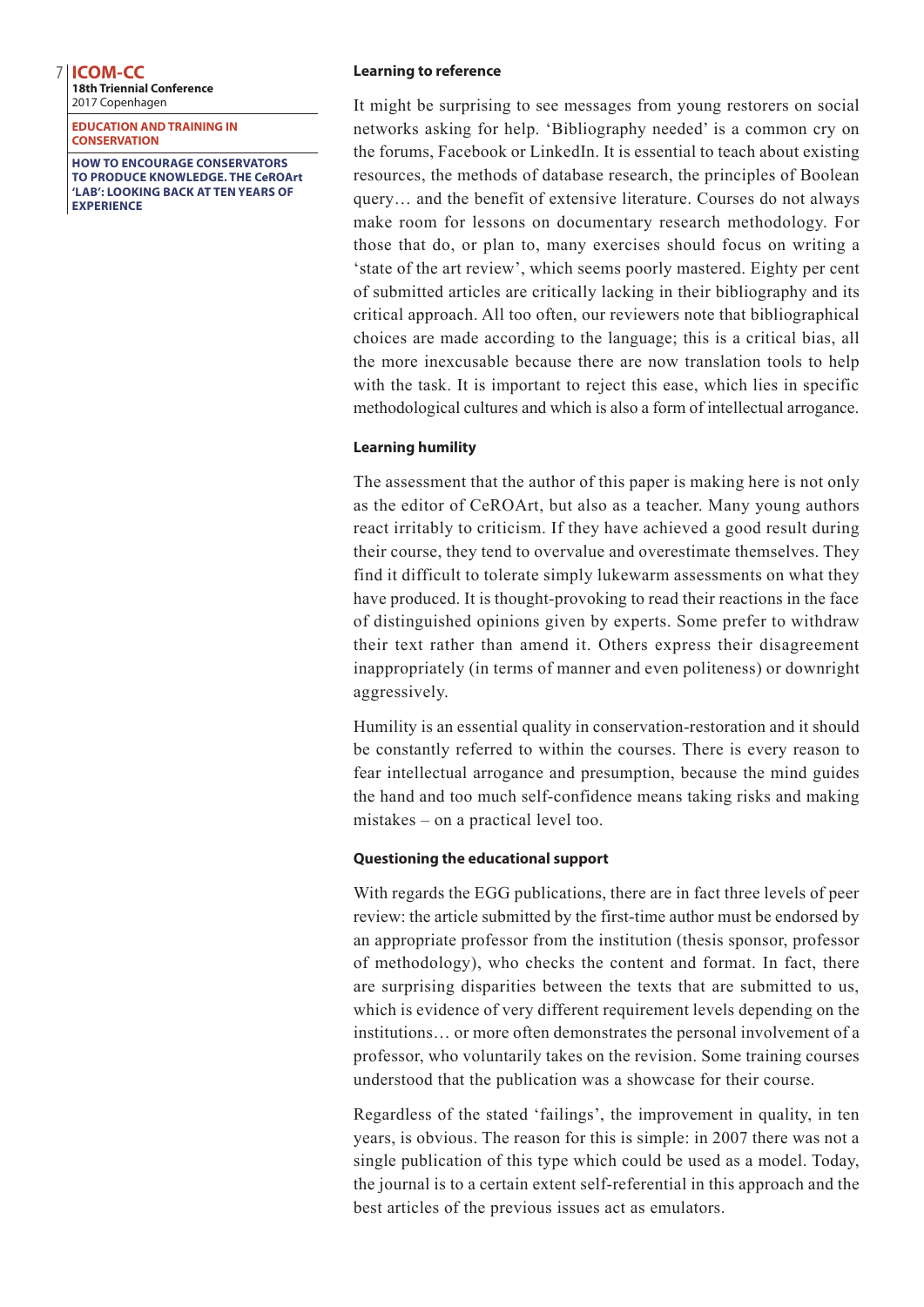### Learning to reference

It might be surprising to see messages from young restorers on social networks asking for help. 'Bibliography needed' is a common cry on the forums, Facebook or LinkedIn. It is essential to teach about existing resources, the methods of database research, the principles of Boolean query… and the benefit of extensive literature. Courses do not always make room for lessons on documentary research methodology. For those that do, or plan to, many exercises should focus on writing a 'state of the art review', which seems poorly mastered. Eighty per cent of submitted articles are critically lacking in their bibliography and its critical approach. All too often, our reviewers note that bibliographical choices are made according to the language; this is a critical bias, all the more inexcusable because there are now translation tools to help with the task. It is important to reject this ease, which lies in specific methodological cultures and which is also a form of intellectual arrogance.

### Learning humility

The assessment that the author of this paper is making here is not only as the editor of CeROArt, but also as a teacher. Many young authors react irritably to criticism. If they have achieved a good result during their course, they tend to overvalue and overestimate themselves. They find it difficult to tolerate simply lukewarm assessments on what they have produced. It is thought-provoking to read their reactions in the face of distinguished opinions given by experts. Some prefer to withdraw their text rather than amend it. Others express their disagreement inappropriately (in terms of manner and even politeness) or downright aggressively.

Humility is an essential quality in conservation-restoration and it should be constantly referred to within the courses. There is every reason to fear intellectual arrogance and presumption, because the mind guides the hand and too much self-confidence means taking risks and making mistakes – on a practical level too.

### Questioning the educational support

With regards the EGG publications, there are in fact three levels of peer review: the article submitted by the first-time author must be endorsed by an appropriate professor from the institution (thesis sponsor, professor of methodology), who checks the content and format. In fact, there are surprising disparities between the texts that are submitted to us, which is evidence of very different requirement levels depending on the institutions… or more often demonstrates the personal involvement of a professor, who voluntarily takes on the revision. Some training courses understood that the publication was a showcase for their course.

Regardless of the stated 'failings', the improvement in quality, in ten years, is obvious. The reason for this is simple: in 2007 there was not a single publication of this type which could be used as a model. Today, the journal is to a certain extent self-referential in this approach and the best articles of the previous issues act as emulators.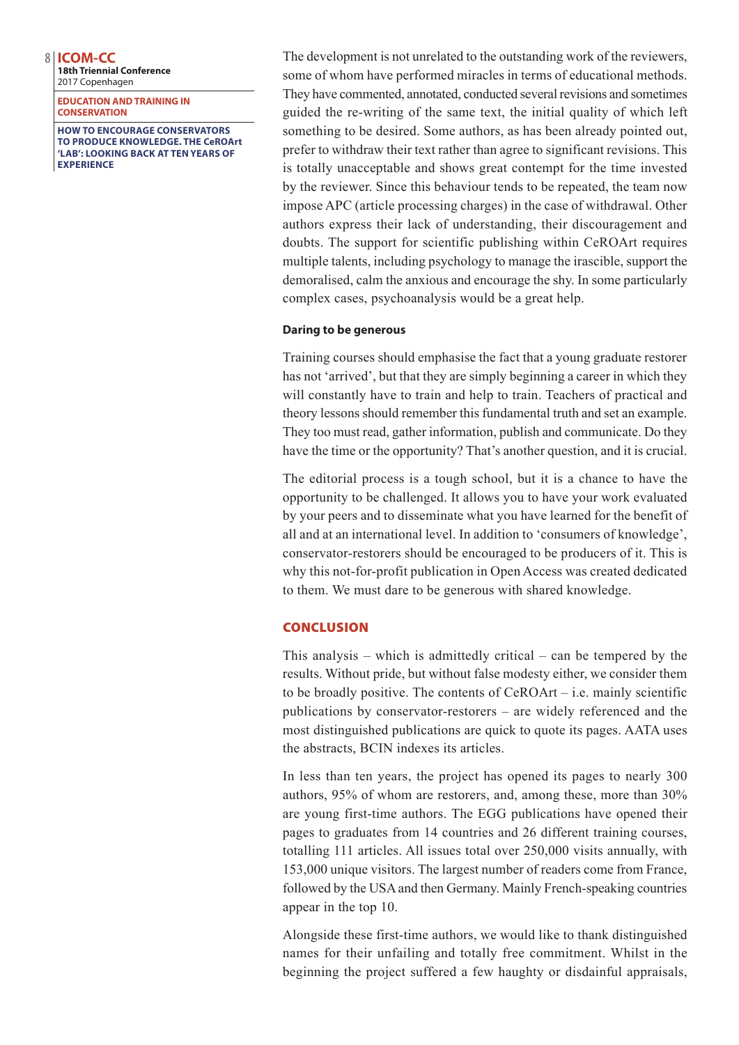The development is not unrelated to the outstanding work of the reviewers, some of whom have performed miracles in terms of educational methods. They have commented, annotated, conducted several revisions and sometimes guided the re-writing of the same text, the initial quality of which left something to be desired. Some authors, as has been already pointed out, prefer to withdraw their text rather than agree to significant revisions. This is totally unacceptable and shows great contempt for the time invested by the reviewer. Since this behaviour tends to be repeated, the team now impose APC (article processing charges) in the case of withdrawal. Other authors express their lack of understanding, their discouragement and doubts. The support for scientific publishing within CeROArt requires multiple talents, including psychology to manage the irascible, support the demoralised, calm the anxious and encourage the shy. In some particularly complex cases, psychoanalysis would be a great help.

### Daring to be generous

Training courses should emphasise the fact that a young graduate restorer has not 'arrived', but that they are simply beginning a career in which they will constantly have to train and help to train. Teachers of practical and theory lessons should remember this fundamental truth and set an example. They too must read, gather information, publish and communicate. Do they have the time or the opportunity? That's another question, and it is crucial.

The editorial process is a tough school, but it is a chance to have the opportunity to be challenged. It allows you to have your work evaluated by your peers and to disseminate what you have learned for the benefit of all and at an international level. In addition to 'consumers of knowledge', conservator-restorers should be encouraged to be producers of it. This is why this not-for-profit publication in Open Access was created dedicated to them. We must dare to be generous with shared knowledge.

## CONCLUSION

This analysis – which is admittedly critical – can be tempered by the results. Without pride, but without false modesty either, we consider them to be broadly positive. The contents of CeROArt – i.e. mainly scientific publications by conservator-restorers – are widely referenced and the most distinguished publications are quick to quote its pages. AATA uses the abstracts, BCIN indexes its articles.

In less than ten years, the project has opened its pages to nearly 300 authors, 95% of whom are restorers, and, among these, more than 30% are young first-time authors. The EGG publications have opened their pages to graduates from 14 countries and 26 different training courses, totalling 111 articles. All issues total over 250,000 visits annually, with 153,000 unique visitors. The largest number of readers come from France, followed by the USA and then Germany. Mainly French-speaking countries appear in the top 10.

Alongside these first-time authors, we would like to thank distinguished names for their unfailing and totally free commitment. Whilst in the beginning the project suffered a few haughty or disdainful appraisals,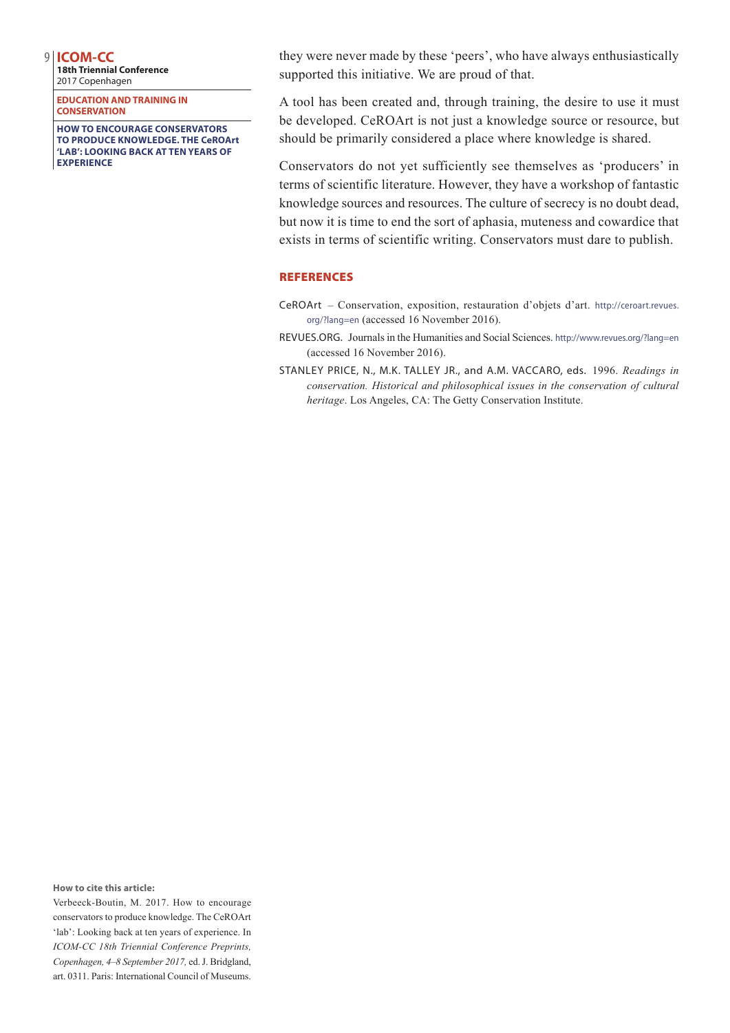they were never made by these 'peers', who have always enthusiastically supported this initiative. We are proud of that.

A tool has been created and, through training, the desire to use it must be developed. CeROArt is not just a knowledge source or resource, but should be primarily considered a place where knowledge is shared.

Conservators do not yet sufficiently see themselves as 'producers' in terms of scientific literature. However, they have a workshop of fantastic knowledge sources and resources. The culture of secrecy is no doubt dead, but now it is time to end the sort of aphasia, muteness and cowardice that exists in terms of scientific writing. Conservators must dare to publish.

## REFERENCES

CeROArt – Conservation, exposition, restauration d'objets d'art. http://ceroart.revues.org/?lang=en (accessed 16 November 2016).

REVUES.ORG. Journals in the Humanities and Social Sciences. http://www.revues.org/?lang=en (accessed 16 November 2016).

STANLEY PRICE, N., M.K. TALLEY JR., and A.M. VACCARO, eds. 1996. *Readings in conservation. Historical and philosophical issues in the conservation of cultural heritage*. Los Angeles, CA: The Getty Conservation Institute.

**How to cite this article:**

Verbeeck-Boutin, M. 2017. How to encourage conservators to produce knowledge. The CeROArt 'lab': Looking back at ten years of experience. In *ICOM-CC 18th Triennial Conference Preprints, Copenhagen, 4–8 September 2017,* ed. J. Bridgland, art. 0311. Paris: International Council of Museums.